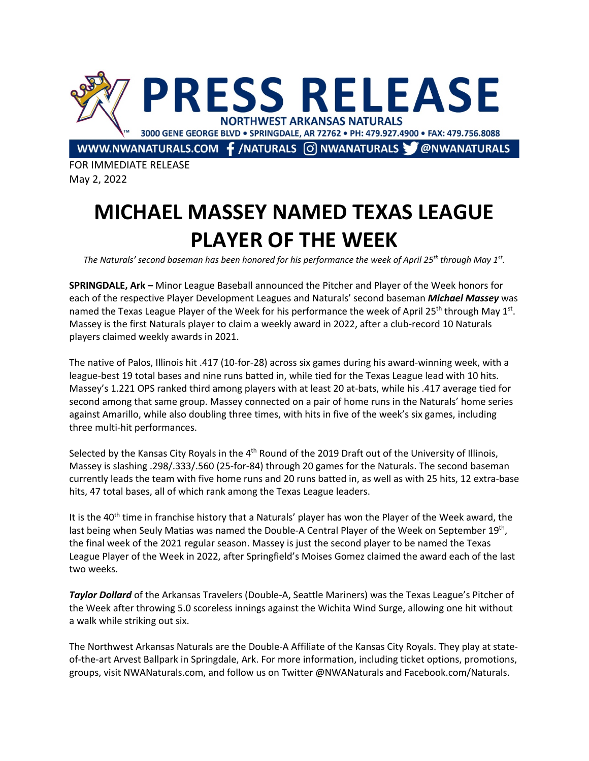# PRESS RELEASE

**NORTHWEST ARKANSAS NATURALS**

3000 GENE GEORGE BLVD • SPRINGDALE, AR 72762 • PH: 479.927.4900 • FAX: 479.756.8088

WWW.NWANATURALS.COM /NATURALS NWANATURALS @NWANATURALS

FOR IMMEDIATE RELEASE
May 2, 2022

# MICHAEL MASSEY NAMED TEXAS LEAGUE PLAYER OF THE WEEK

*The Naturals' second baseman has been honored for his performance the week of April 25th through May 1st.*

**SPRINGDALE, Ark –** Minor League Baseball announced the Pitcher and Player of the Week honors for each of the respective Player Development Leagues and Naturals' second baseman ***Michael Massey*** was named the Texas League Player of the Week for his performance the week of April 25th through May 1st. Massey is the first Naturals player to claim a weekly award in 2022, after a club-record 10 Naturals players claimed weekly awards in 2021.

The native of Palos, Illinois hit .417 (10-for-28) across six games during his award-winning week, with a league-best 19 total bases and nine runs batted in, while tied for the Texas League lead with 10 hits. Massey's 1.221 OPS ranked third among players with at least 20 at-bats, while his .417 average tied for second among that same group. Massey connected on a pair of home runs in the Naturals' home series against Amarillo, while also doubling three times, with hits in five of the week's six games, including three multi-hit performances.

Selected by the Kansas City Royals in the 4th Round of the 2019 Draft out of the University of Illinois, Massey is slashing .298/.333/.560 (25-for-84) through 20 games for the Naturals. The second baseman currently leads the team with five home runs and 20 runs batted in, as well as with 25 hits, 12 extra-base hits, 47 total bases, all of which rank among the Texas League leaders.

It is the 40th time in franchise history that a Naturals' player has won the Player of the Week award, the last being when Seuly Matias was named the Double-A Central Player of the Week on September 19th, the final week of the 2021 regular season. Massey is just the second player to be named the Texas League Player of the Week in 2022, after Springfield's Moises Gomez claimed the award each of the last two weeks.

***Taylor Dollard*** of the Arkansas Travelers (Double-A, Seattle Mariners) was the Texas League's Pitcher of the Week after throwing 5.0 scoreless innings against the Wichita Wind Surge, allowing one hit without a walk while striking out six.

The Northwest Arkansas Naturals are the Double-A Affiliate of the Kansas City Royals. They play at state-of-the-art Arvest Ballpark in Springdale, Ark. For more information, including ticket options, promotions, groups, visit NWANaturals.com, and follow us on Twitter @NWANaturals and Facebook.com/Naturals.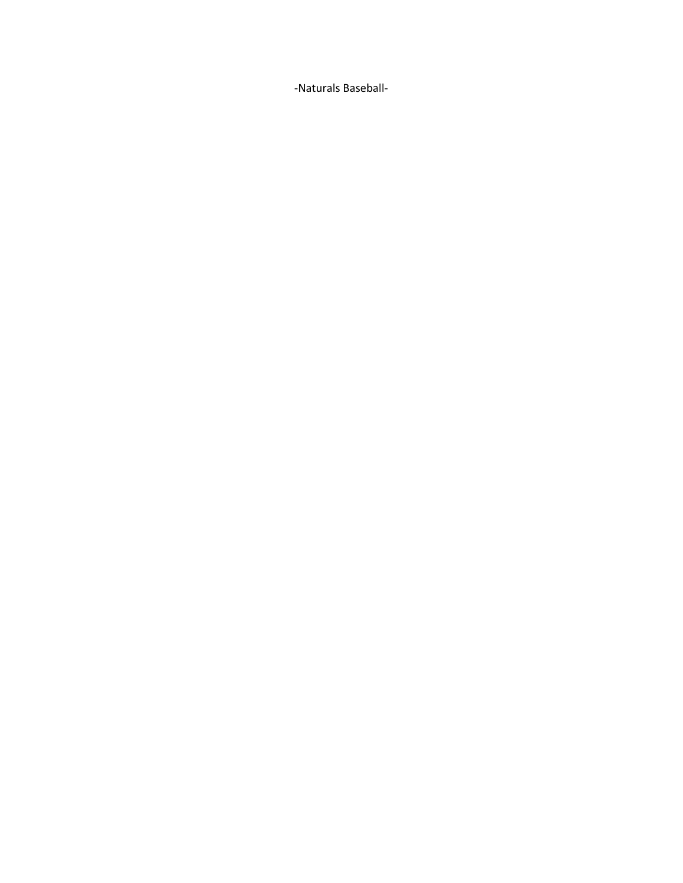-Naturals Baseball-